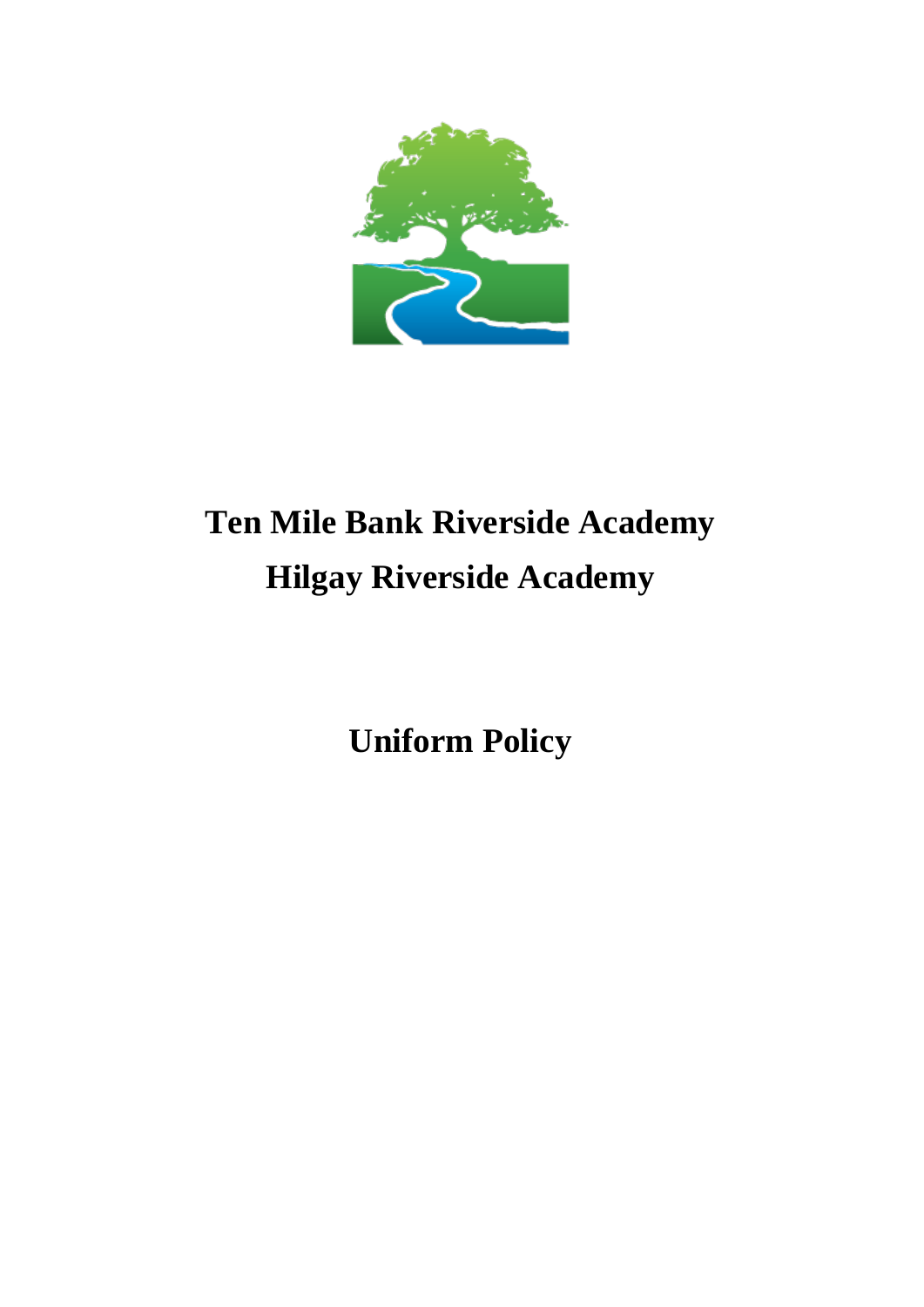# Ten Mile Bank Riverside Academy

# Hilgay Riverside Academy

# Uniform Policy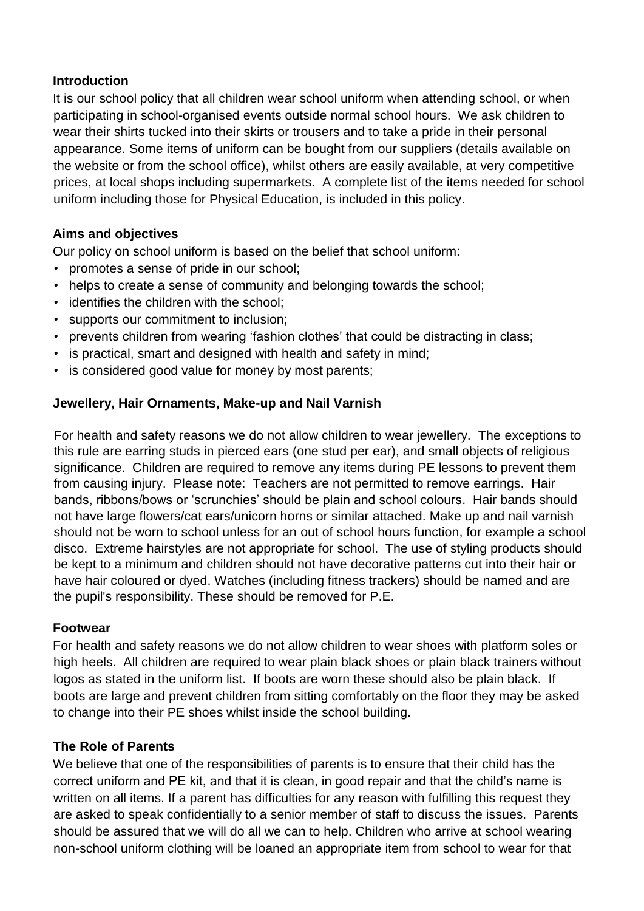## Introduction

It is our school policy that all children wear school uniform when attending school, or when participating in school-organised events outside normal school hours. We ask children to wear their shirts tucked into their skirts or trousers and to take a pride in their personal appearance. Some items of uniform can be bought from our suppliers (details available on the website or from the school office), whilst others are easily available, at very competitive prices, at local shops including supermarkets. A complete list of the items needed for school uniform including those for Physical Education, is included in this policy.

## Aims and objectives

Our policy on school uniform is based on the belief that school uniform:

- promotes a sense of pride in our school;
- helps to create a sense of community and belonging towards the school;
- identifies the children with the school;
- supports our commitment to inclusion;
- prevents children from wearing 'fashion clothes' that could be distracting in class;
- is practical, smart and designed with health and safety in mind;
- is considered good value for money by most parents;

## Jewellery, Hair Ornaments, Make-up and Nail Varnish

For health and safety reasons we do not allow children to wear jewellery. The exceptions to this rule are earring studs in pierced ears (one stud per ear), and small objects of religious significance. Children are required to remove any items during PE lessons to prevent them from causing injury. Please note: Teachers are not permitted to remove earrings. Hair bands, ribbons/bows or 'scrunchies' should be plain and school colours. Hair bands should not have large flowers/cat ears/unicorn horns or similar attached. Make up and nail varnish should not be worn to school unless for an out of school hours function, for example a school disco. Extreme hairstyles are not appropriate for school. The use of styling products should be kept to a minimum and children should not have decorative patterns cut into their hair or have hair coloured or dyed. Watches (including fitness trackers) should be named and are the pupil's responsibility. These should be removed for P.E.

## Footwear

For health and safety reasons we do not allow children to wear shoes with platform soles or high heels. All children are required to wear plain black shoes or plain black trainers without logos as stated in the uniform list. If boots are worn these should also be plain black. If boots are large and prevent children from sitting comfortably on the floor they may be asked to change into their PE shoes whilst inside the school building.

## The Role of Parents

We believe that one of the responsibilities of parents is to ensure that their child has the correct uniform and PE kit, and that it is clean, in good repair and that the child's name is written on all items. If a parent has difficulties for any reason with fulfilling this request they are asked to speak confidentially to a senior member of staff to discuss the issues. Parents should be assured that we will do all we can to help. Children who arrive at school wearing non-school uniform clothing will be loaned an appropriate item from school to wear for that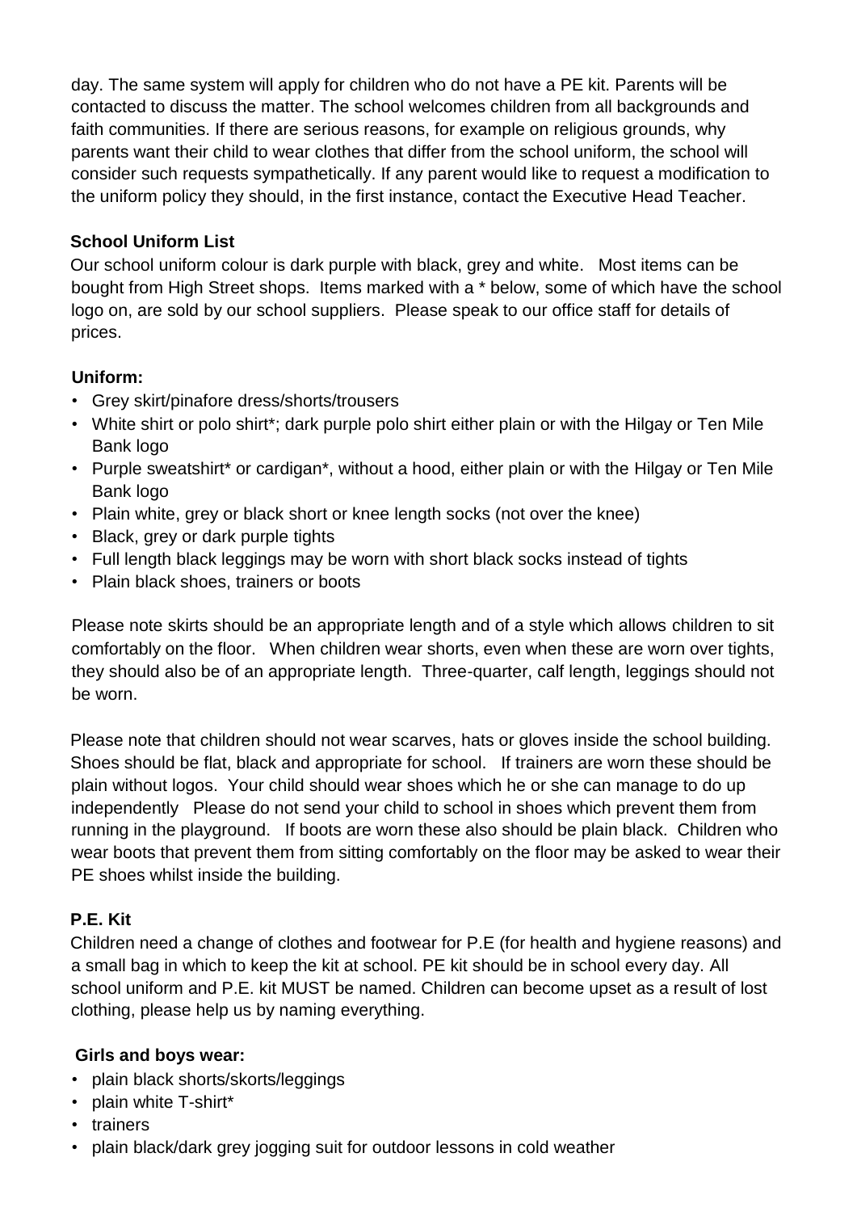day. The same system will apply for children who do not have a PE kit. Parents will be contacted to discuss the matter. The school welcomes children from all backgrounds and faith communities. If there are serious reasons, for example on religious grounds, why parents want their child to wear clothes that differ from the school uniform, the school will consider such requests sympathetically. If any parent would like to request a modification to the uniform policy they should, in the first instance, contact the Executive Head Teacher.

**School Uniform List**

Our school uniform colour is dark purple with black, grey and white. Most items can be bought from High Street shops. Items marked with a * below, some of which have the school logo on, are sold by our school suppliers. Please speak to our office staff for details of prices.

**Uniform:**

- Grey skirt/pinafore dress/shorts/trousers
- White shirt or polo shirt*; dark purple polo shirt either plain or with the Hilgay or Ten Mile Bank logo
- Purple sweatshirt* or cardigan*, without a hood, either plain or with the Hilgay or Ten Mile Bank logo
- Plain white, grey or black short or knee length socks (not over the knee)
- Black, grey or dark purple tights
- Full length black leggings may be worn with short black socks instead of tights
- Plain black shoes, trainers or boots

Please note skirts should be an appropriate length and of a style which allows children to sit comfortably on the floor. When children wear shorts, even when these are worn over tights, they should also be of an appropriate length. Three-quarter, calf length, leggings should not be worn.

Please note that children should not wear scarves, hats or gloves inside the school building. Shoes should be flat, black and appropriate for school. If trainers are worn these should be plain without logos. Your child should wear shoes which he or she can manage to do up independently Please do not send your child to school in shoes which prevent them from running in the playground. If boots are worn these also should be plain black. Children who wear boots that prevent them from sitting comfortably on the floor may be asked to wear their PE shoes whilst inside the building.

**P.E. Kit**

Children need a change of clothes and footwear for P.E (for health and hygiene reasons) and a small bag in which to keep the kit at school. PE kit should be in school every day. All school uniform and P.E. kit MUST be named. Children can become upset as a result of lost clothing, please help us by naming everything.

**Girls and boys wear:**

- plain black shorts/skorts/leggings
- plain white T-shirt*
- trainers
- plain black/dark grey jogging suit for outdoor lessons in cold weather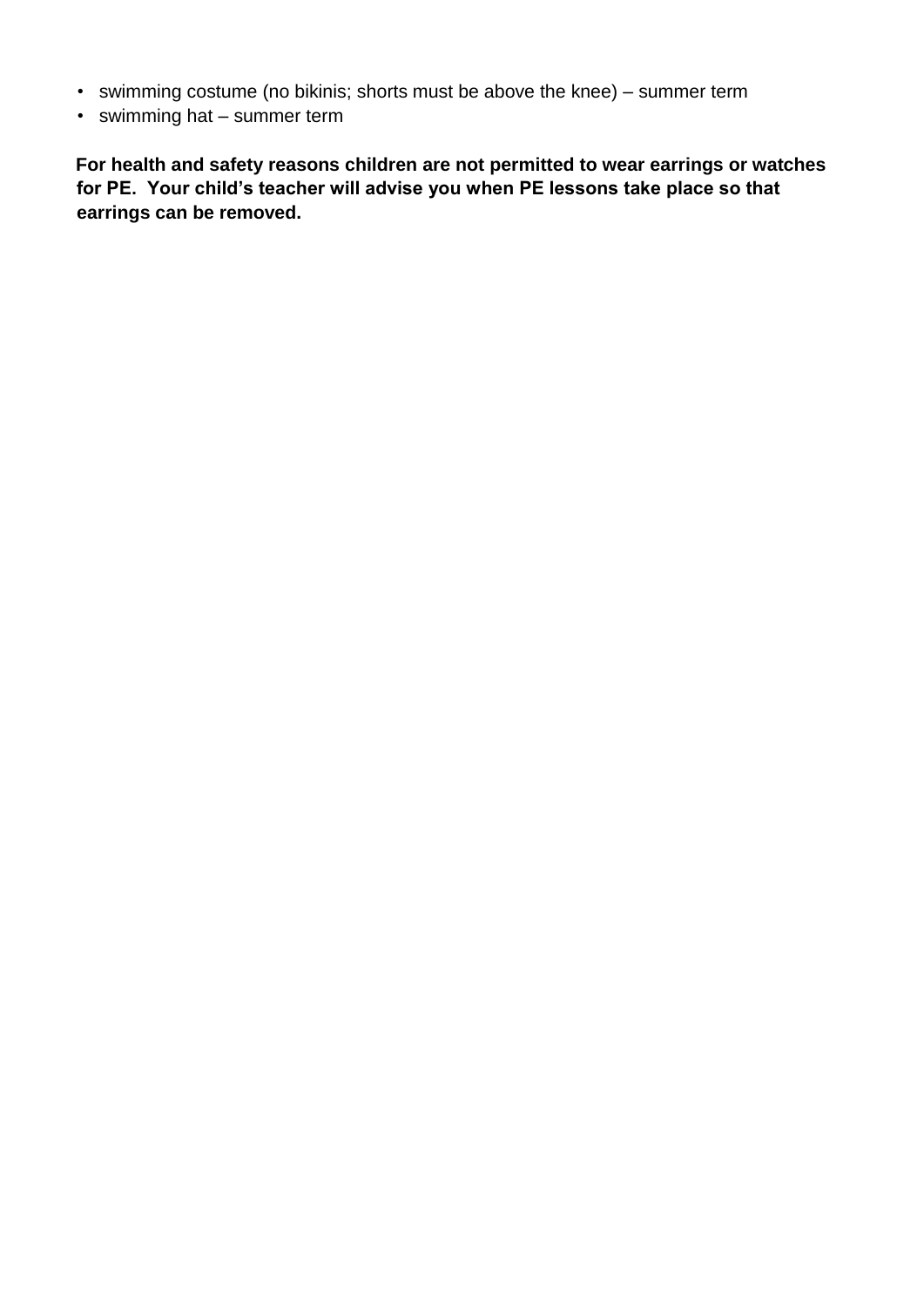- swimming costume (no bikinis; shorts must be above the knee) – summer term
- swimming hat – summer term

**For health and safety reasons children are not permitted to wear earrings or watches for PE. Your child's teacher will advise you when PE lessons take place so that earrings can be removed.**